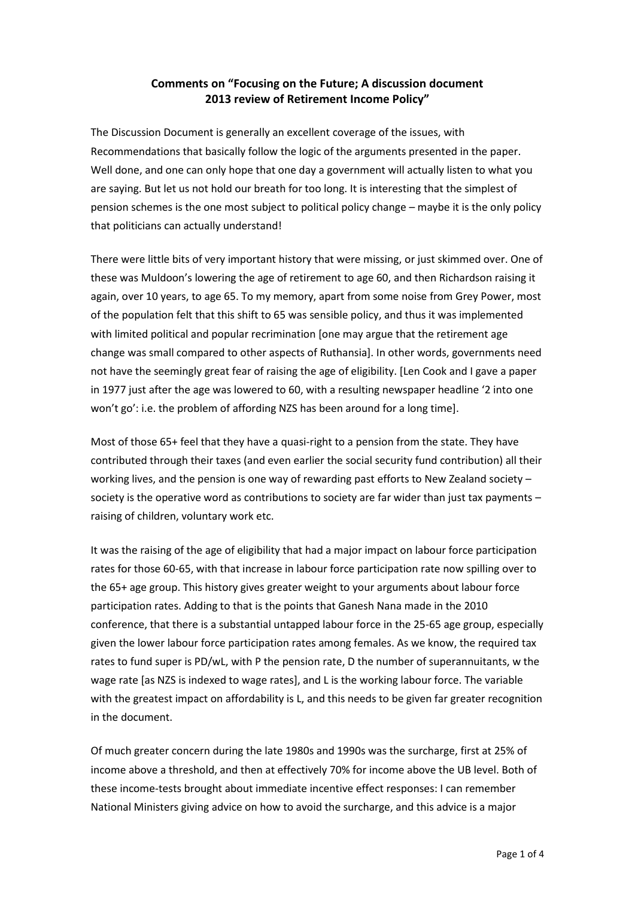# Comments on "Focusing on the Future; A discussion document 2013 review of Retirement Income Policy"

The Discussion Document is generally an excellent coverage of the issues, with Recommendations that basically follow the logic of the arguments presented in the paper. Well done, and one can only hope that one day a government will actually listen to what you are saying. But let us not hold our breath for too long. It is interesting that the simplest of pension schemes is the one most subject to political policy change – maybe it is the only policy that politicians can actually understand!

There were little bits of very important history that were missing, or just skimmed over. One of these was Muldoon's lowering the age of retirement to age 60, and then Richardson raising it again, over 10 years, to age 65. To my memory, apart from some noise from Grey Power, most of the population felt that this shift to 65 was sensible policy, and thus it was implemented with limited political and popular recrimination [one may argue that the retirement age change was small compared to other aspects of Ruthansia]. In other words, governments need not have the seemingly great fear of raising the age of eligibility. [Len Cook and I gave a paper in 1977 just after the age was lowered to 60, with a resulting newspaper headline '2 into one won't go': i.e. the problem of affording NZS has been around for a long time].

Most of those 65+ feel that they have a quasi-right to a pension from the state. They have contributed through their taxes (and even earlier the social security fund contribution) all their working lives, and the pension is one way of rewarding past efforts to New Zealand society – society is the operative word as contributions to society are far wider than just tax payments – raising of children, voluntary work etc.

It was the raising of the age of eligibility that had a major impact on labour force participation rates for those 60-65, with that increase in labour force participation rate now spilling over to the 65+ age group. This history gives greater weight to your arguments about labour force participation rates. Adding to that is the points that Ganesh Nana made in the 2010 conference, that there is a substantial untapped labour force in the 25-65 age group, especially given the lower labour force participation rates among females. As we know, the required tax rates to fund super is $PD/wL$, with P the pension rate, D the number of superannuitants, w the wage rate [as NZS is indexed to wage rates], and L is the working labour force. The variable with the greatest impact on affordability is L, and this needs to be given far greater recognition in the document.

Of much greater concern during the late 1980s and 1990s was the surcharge, first at 25% of income above a threshold, and then at effectively 70% for income above the UB level. Both of these income-tests brought about immediate incentive effect responses: I can remember National Ministers giving advice on how to avoid the surcharge, and this advice is a major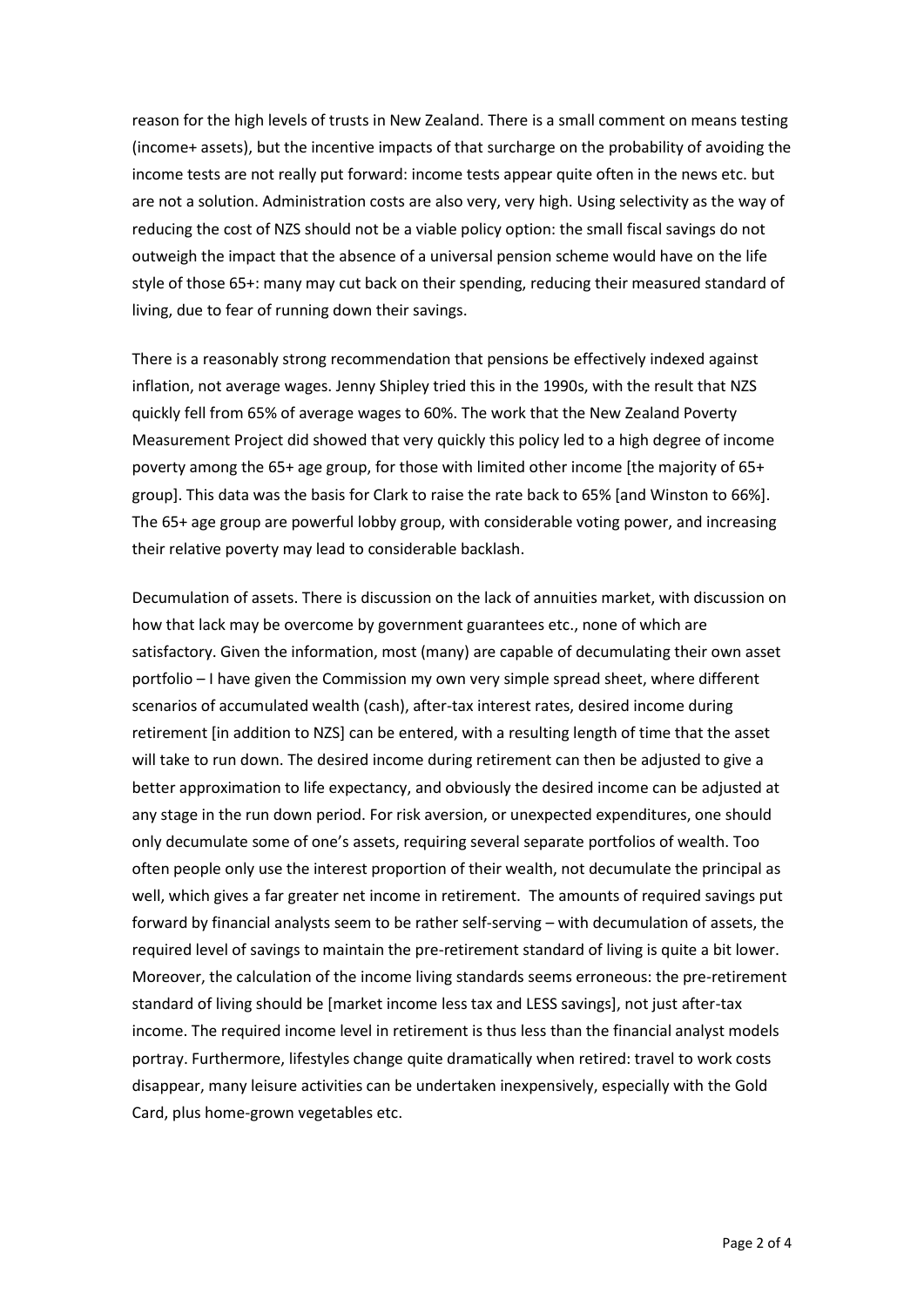reason for the high levels of trusts in New Zealand. There is a small comment on means testing (income+ assets), but the incentive impacts of that surcharge on the probability of avoiding the income tests are not really put forward: income tests appear quite often in the news etc. but are not a solution. Administration costs are also very, very high. Using selectivity as the way of reducing the cost of NZS should not be a viable policy option: the small fiscal savings do not outweigh the impact that the absence of a universal pension scheme would have on the life style of those 65+: many may cut back on their spending, reducing their measured standard of living, due to fear of running down their savings.

There is a reasonably strong recommendation that pensions be effectively indexed against inflation, not average wages. Jenny Shipley tried this in the 1990s, with the result that NZS quickly fell from 65% of average wages to 60%. The work that the New Zealand Poverty Measurement Project did showed that very quickly this policy led to a high degree of income poverty among the 65+ age group, for those with limited other income [the majority of 65+ group]. This data was the basis for Clark to raise the rate back to 65% [and Winston to 66%]. The 65+ age group are powerful lobby group, with considerable voting power, and increasing their relative poverty may lead to considerable backlash.

Decumulation of assets. There is discussion on the lack of annuities market, with discussion on how that lack may be overcome by government guarantees etc., none of which are satisfactory. Given the information, most (many) are capable of decumulating their own asset portfolio – I have given the Commission my own very simple spread sheet, where different scenarios of accumulated wealth (cash), after-tax interest rates, desired income during retirement [in addition to NZS] can be entered, with a resulting length of time that the asset will take to run down. The desired income during retirement can then be adjusted to give a better approximation to life expectancy, and obviously the desired income can be adjusted at any stage in the run down period. For risk aversion, or unexpected expenditures, one should only decumulate some of one's assets, requiring several separate portfolios of wealth. Too often people only use the interest proportion of their wealth, not decumulate the principal as well, which gives a far greater net income in retirement. The amounts of required savings put forward by financial analysts seem to be rather self-serving – with decumulation of assets, the required level of savings to maintain the pre-retirement standard of living is quite a bit lower. Moreover, the calculation of the income living standards seems erroneous: the pre-retirement standard of living should be [market income less tax and LESS savings], not just after-tax income. The required income level in retirement is thus less than the financial analyst models portray. Furthermore, lifestyles change quite dramatically when retired: travel to work costs disappear, many leisure activities can be undertaken inexpensively, especially with the Gold Card, plus home-grown vegetables etc.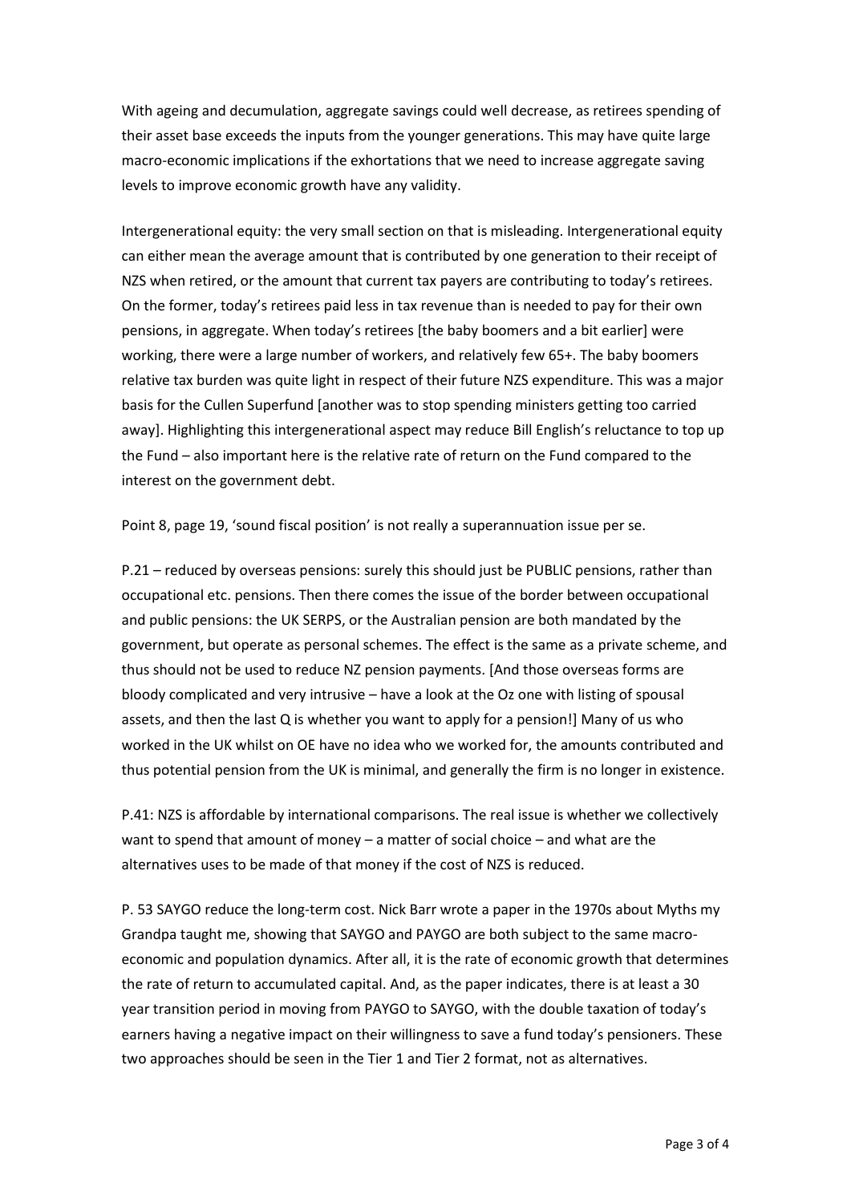With ageing and decumulation, aggregate savings could well decrease, as retirees spending of their asset base exceeds the inputs from the younger generations. This may have quite large macro-economic implications if the exhortations that we need to increase aggregate saving levels to improve economic growth have any validity.

Intergenerational equity: the very small section on that is misleading. Intergenerational equity can either mean the average amount that is contributed by one generation to their receipt of NZS when retired, or the amount that current tax payers are contributing to today's retirees. On the former, today's retirees paid less in tax revenue than is needed to pay for their own pensions, in aggregate. When today's retirees [the baby boomers and a bit earlier] were working, there were a large number of workers, and relatively few 65+. The baby boomers relative tax burden was quite light in respect of their future NZS expenditure. This was a major basis for the Cullen Superfund [another was to stop spending ministers getting too carried away]. Highlighting this intergenerational aspect may reduce Bill English's reluctance to top up the Fund – also important here is the relative rate of return on the Fund compared to the interest on the government debt.

Point 8, page 19, 'sound fiscal position' is not really a superannuation issue per se.

P.21 – reduced by overseas pensions: surely this should just be PUBLIC pensions, rather than occupational etc. pensions. Then there comes the issue of the border between occupational and public pensions: the UK SERPS, or the Australian pension are both mandated by the government, but operate as personal schemes. The effect is the same as a private scheme, and thus should not be used to reduce NZ pension payments. [And those overseas forms are bloody complicated and very intrusive – have a look at the Oz one with listing of spousal assets, and then the last Q is whether you want to apply for a pension!] Many of us who worked in the UK whilst on OE have no idea who we worked for, the amounts contributed and thus potential pension from the UK is minimal, and generally the firm is no longer in existence.

P.41: NZS is affordable by international comparisons. The real issue is whether we collectively want to spend that amount of money – a matter of social choice – and what are the alternatives uses to be made of that money if the cost of NZS is reduced.

P. 53 SAYGO reduce the long-term cost. Nick Barr wrote a paper in the 1970s about Myths my Grandpa taught me, showing that SAYGO and PAYGO are both subject to the same macro-economic and population dynamics. After all, it is the rate of economic growth that determines the rate of return to accumulated capital. And, as the paper indicates, there is at least a 30 year transition period in moving from PAYGO to SAYGO, with the double taxation of today's earners having a negative impact on their willingness to save a fund today's pensioners. These two approaches should be seen in the Tier 1 and Tier 2 format, not as alternatives.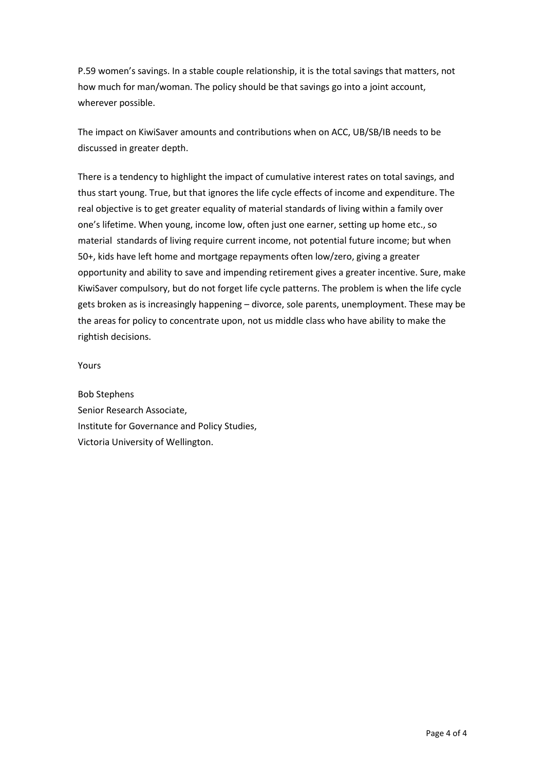P.59 women's savings. In a stable couple relationship, it is the total savings that matters, not how much for man/woman. The policy should be that savings go into a joint account, wherever possible.

The impact on KiwiSaver amounts and contributions when on ACC, UB/SB/IB needs to be discussed in greater depth.

There is a tendency to highlight the impact of cumulative interest rates on total savings, and thus start young. True, but that ignores the life cycle effects of income and expenditure. The real objective is to get greater equality of material standards of living within a family over one's lifetime. When young, income low, often just one earner, setting up home etc., so material standards of living require current income, not potential future income; but when 50+, kids have left home and mortgage repayments often low/zero, giving a greater opportunity and ability to save and impending retirement gives a greater incentive. Sure, make KiwiSaver compulsory, but do not forget life cycle patterns. The problem is when the life cycle gets broken as is increasingly happening – divorce, sole parents, unemployment. These may be the areas for policy to concentrate upon, not us middle class who have ability to make the rightish decisions.

Yours

Bob Stephens  
Senior Research Associate,  
Institute for Governance and Policy Studies,  
Victoria University of Wellington.